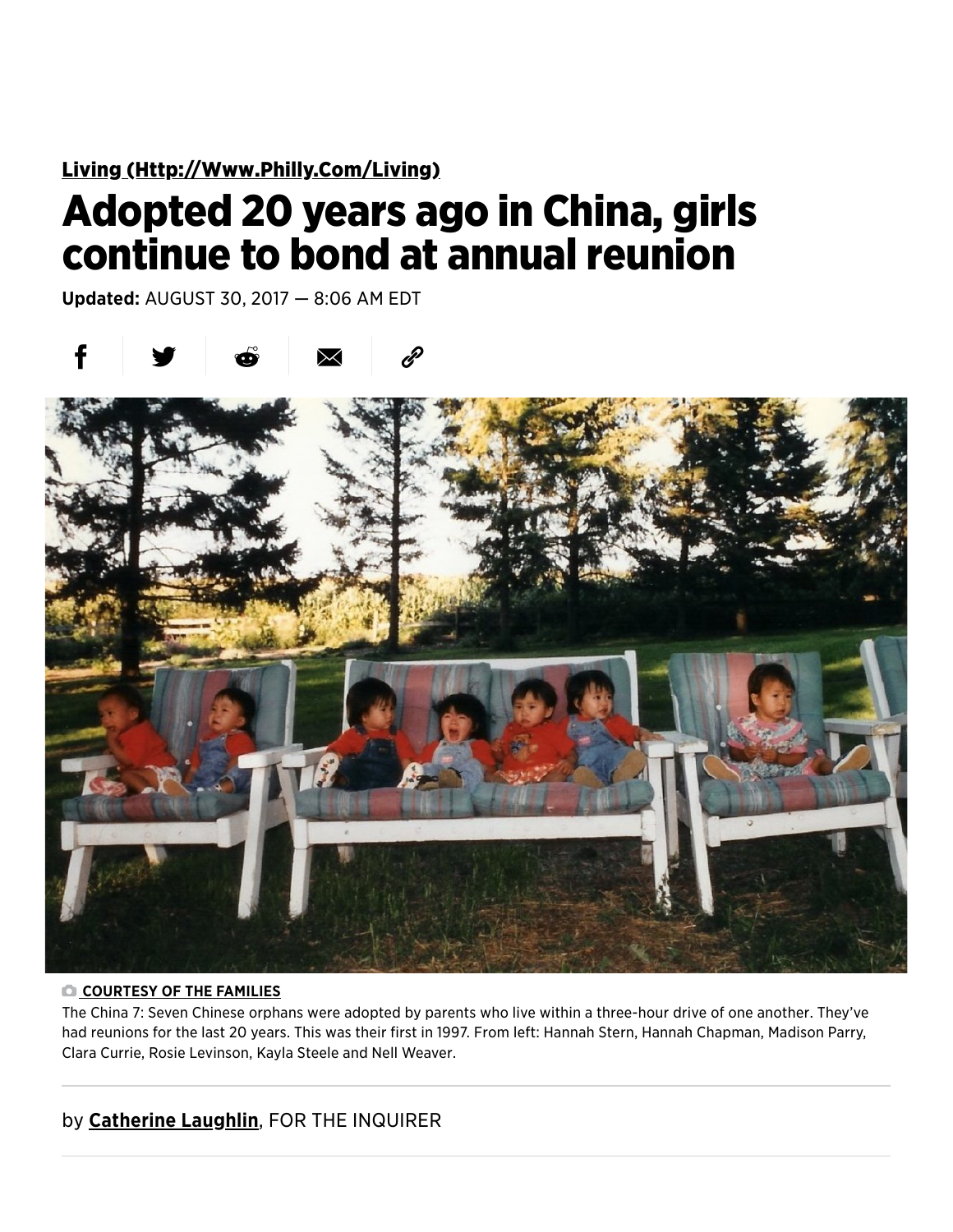[Living (Http://Www.Philly.Com/Living)](http://www.philly.com/living)

# Adopted 20 years ago in China, girls continue to bond at annual reunion

**Updated:** AUGUST 30, 2017 — 8:06 AM EDT

**COURTESY OF THE FAMILIES**

The China 7: Seven Chinese orphans were adopted by parents who live within a three-hour drive of one another. They've had reunions for the last 20 years. This was their first in 1997. From left: Hannah Stern, Hannah Chapman, Madison Parry, Clara Currie, Rosie Levinson, Kayla Steele and Nell Weaver.

by **Catherine Laughlin**, FOR THE INQUIRER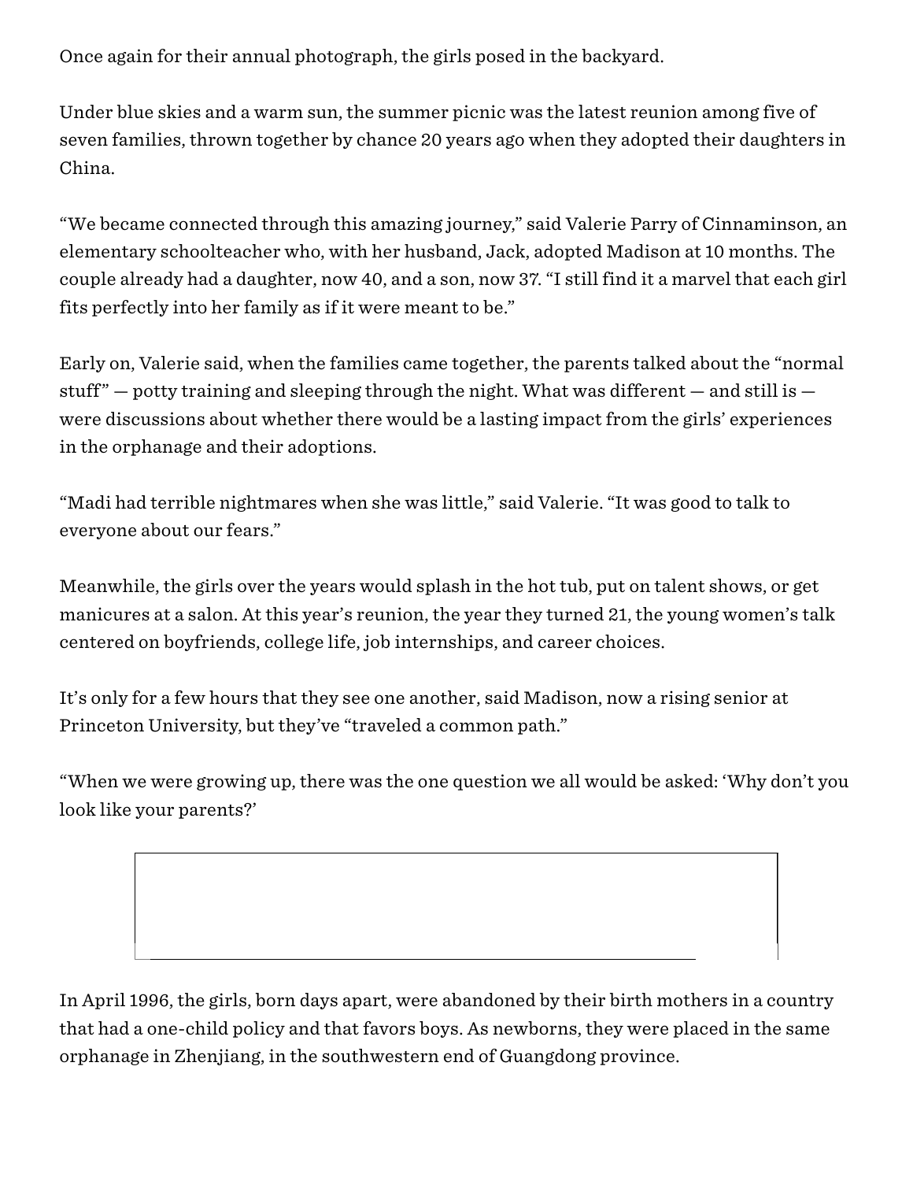Once again for their annual photograph, the girls posed in the backyard.

Under blue skies and a warm sun, the summer picnic was the latest reunion among five of seven families, thrown together by chance 20 years ago when they adopted their daughters in China.

“We became connected through this amazing journey,” said Valerie Parry of Cinnaminson, an elementary schoolteacher who, with her husband, Jack, adopted Madison at 10 months. The couple already had a daughter, now 40, and a son, now 37. “I still find it a marvel that each girl fits perfectly into her family as if it were meant to be.”

Early on, Valerie said, when the families came together, the parents talked about the “normal stuff” — potty training and sleeping through the night. What was different — and still is — were discussions about whether there would be a lasting impact from the girls’ experiences in the orphanage and their adoptions.

“Madi had terrible nightmares when she was little,” said Valerie. “It was good to talk to everyone about our fears.”

Meanwhile, the girls over the years would splash in the hot tub, put on talent shows, or get manicures at a salon. At this year’s reunion, the year they turned 21, the young women’s talk centered on boyfriends, college life, job internships, and career choices.

It’s only for a few hours that they see one another, said Madison, now a rising senior at Princeton University, but they’ve “traveled a common path.”

“When we were growing up, there was the one question we all would be asked: ‘Why don’t you look like your parents?’

In April 1996, the girls, born days apart, were abandoned by their birth mothers in a country that had a one-child policy and that favors boys. As newborns, they were placed in the same orphanage in Zhenjiang, in the southwestern end of Guangdong province.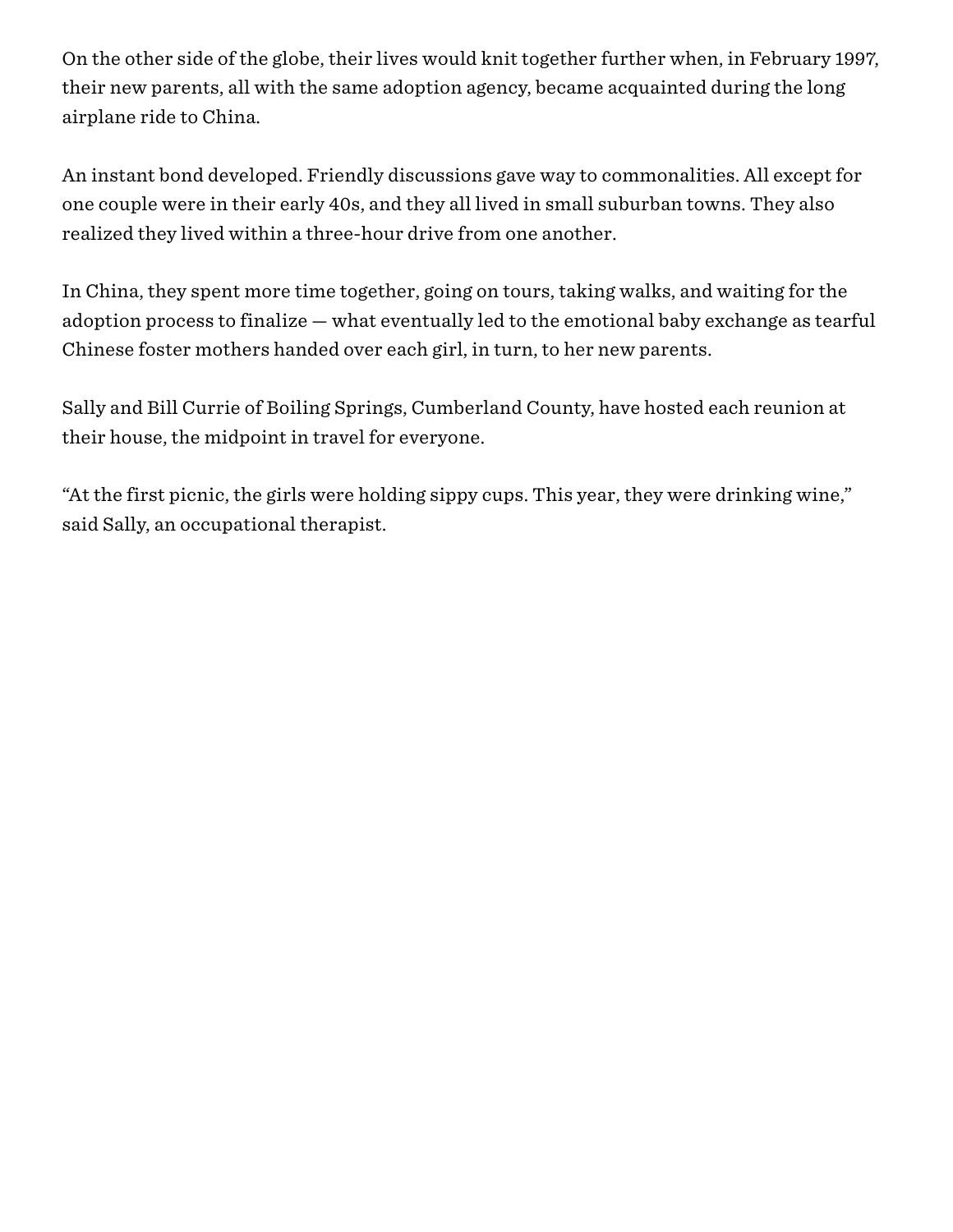On the other side of the globe, their lives would knit together further when, in February 1997, their new parents, all with the same adoption agency, became acquainted during the long airplane ride to China.

An instant bond developed. Friendly discussions gave way to commonalities. All except for one couple were in their early 40s, and they all lived in small suburban towns. They also realized they lived within a three-hour drive from one another.

In China, they spent more time together, going on tours, taking walks, and waiting for the adoption process to finalize — what eventually led to the emotional baby exchange as tearful Chinese foster mothers handed over each girl, in turn, to her new parents.

Sally and Bill Currie of Boiling Springs, Cumberland County, have hosted each reunion at their house, the midpoint in travel for everyone.

“At the first picnic, the girls were holding sippy cups. This year, they were drinking wine,” said Sally, an occupational therapist.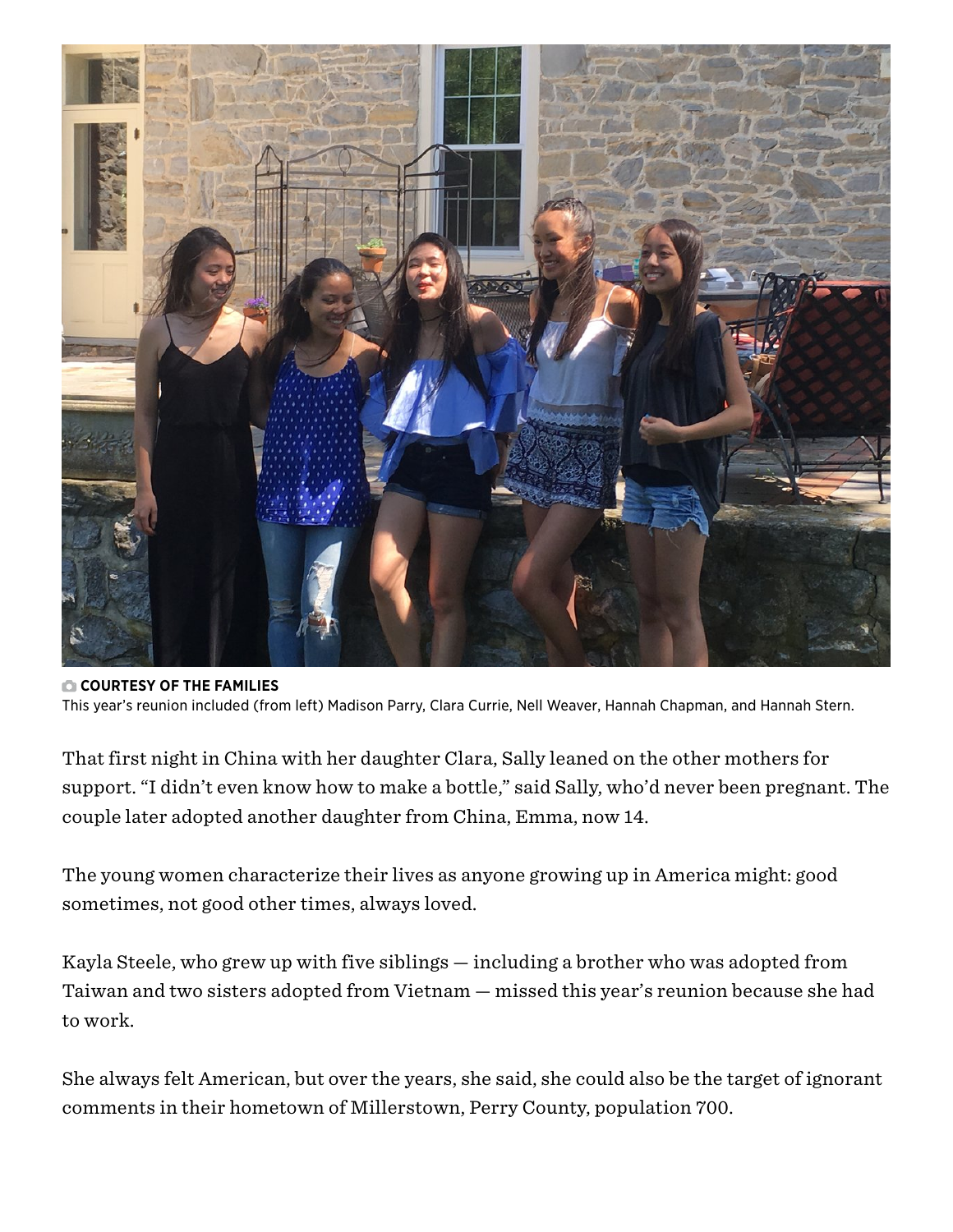COURTESY OF THE FAMILIES
This year's reunion included (from left) Madison Parry, Clara Currie, Nell Weaver, Hannah Chapman, and Hannah Stern.

That first night in China with her daughter Clara, Sally leaned on the other mothers for support. "I didn't even know how to make a bottle," said Sally, who'd never been pregnant. The couple later adopted another daughter from China, Emma, now 14.

The young women characterize their lives as anyone growing up in America might: good sometimes, not good other times, always loved.

Kayla Steele, who grew up with five siblings — including a brother who was adopted from Taiwan and two sisters adopted from Vietnam — missed this year's reunion because she had to work.

She always felt American, but over the years, she said, she could also be the target of ignorant comments in their hometown of Millerstown, Perry County, population 700.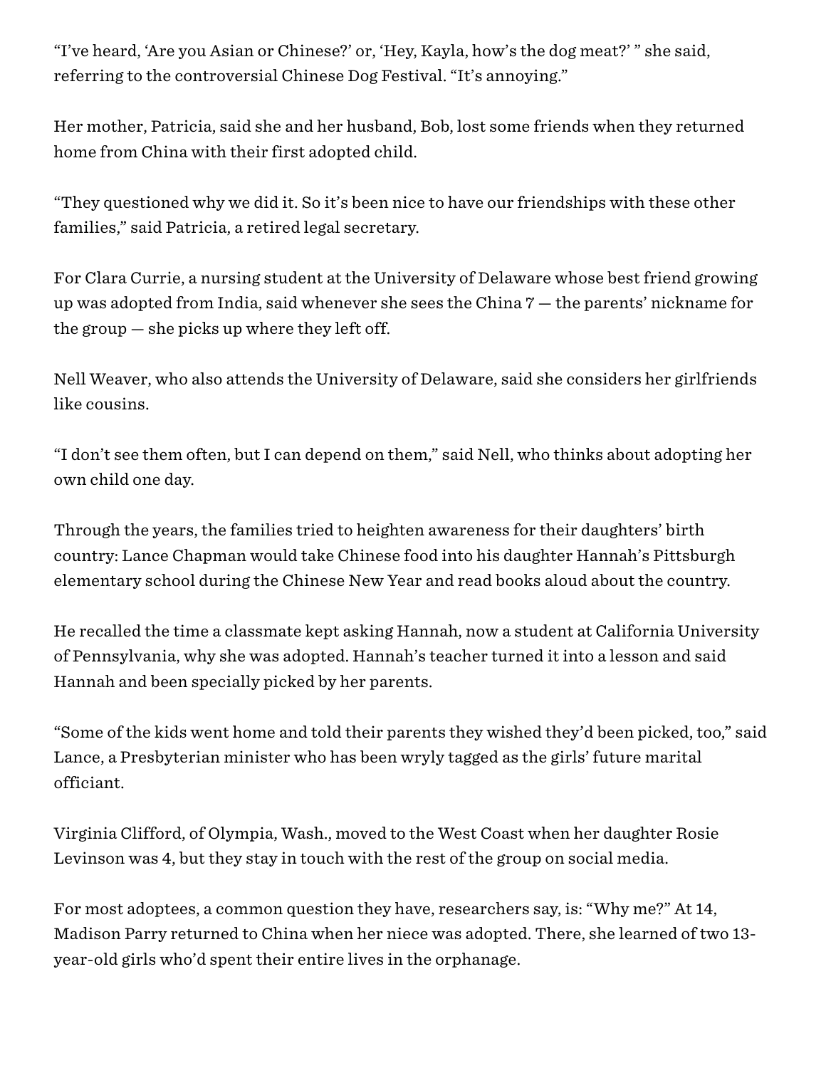"I've heard, 'Are you Asian or Chinese?' or, 'Hey, Kayla, how's the dog meat?' " she said, referring to the controversial Chinese Dog Festival. "It's annoying."

Her mother, Patricia, said she and her husband, Bob, lost some friends when they returned home from China with their first adopted child.

"They questioned why we did it. So it's been nice to have our friendships with these other families," said Patricia, a retired legal secretary.

For Clara Currie, a nursing student at the University of Delaware whose best friend growing up was adopted from India, said whenever she sees the China 7 — the parents' nickname for the group — she picks up where they left off.

Nell Weaver, who also attends the University of Delaware, said she considers her girlfriends like cousins.

"I don't see them often, but I can depend on them," said Nell, who thinks about adopting her own child one day.

Through the years, the families tried to heighten awareness for their daughters' birth country: Lance Chapman would take Chinese food into his daughter Hannah's Pittsburgh elementary school during the Chinese New Year and read books aloud about the country.

He recalled the time a classmate kept asking Hannah, now a student at California University of Pennsylvania, why she was adopted. Hannah's teacher turned it into a lesson and said Hannah and been specially picked by her parents.

"Some of the kids went home and told their parents they wished they'd been picked, too," said Lance, a Presbyterian minister who has been wryly tagged as the girls' future marital officiant.

Virginia Clifford, of Olympia, Wash., moved to the West Coast when her daughter Rosie Levinson was 4, but they stay in touch with the rest of the group on social media.

For most adoptees, a common question they have, researchers say, is: "Why me?" At 14, Madison Parry returned to China when her niece was adopted. There, she learned of two 13-year-old girls who'd spent their entire lives in the orphanage.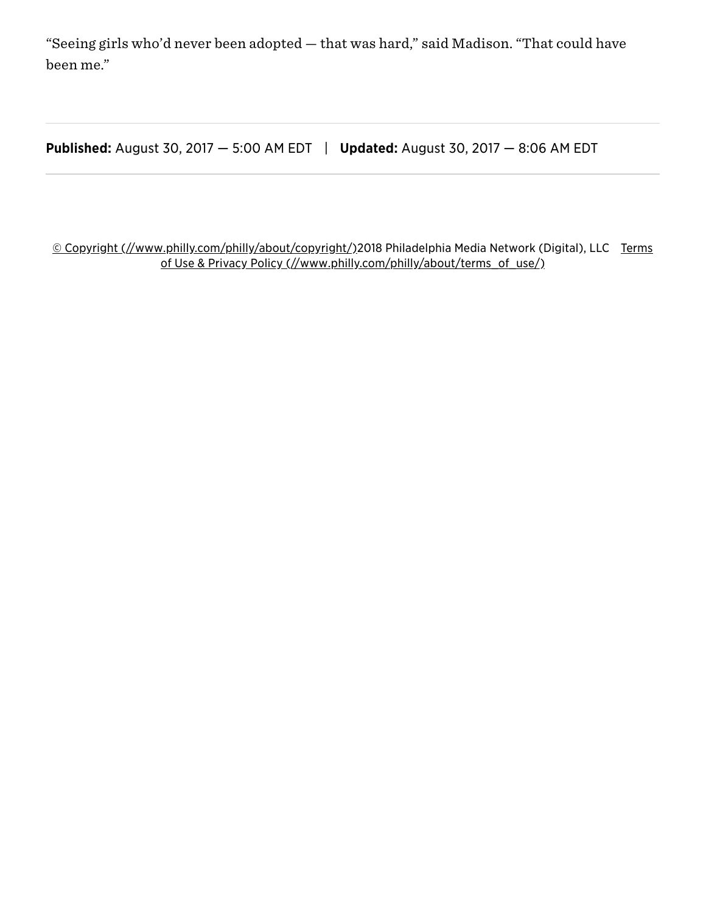“Seeing girls who’d never been adopted — that was hard,” said Madison. “That could have been me.”

---

**Published:** August 30, 2017 — 5:00 AM EDT | **Updated:** August 30, 2017 — 8:06 AM EDT

---

© Copyright (//www.philly.com/philly/about/copyright/)2018 Philadelphia Media Network (Digital), LLC Terms of Use & Privacy Policy (//www.philly.com/philly/about/terms_of_use/)